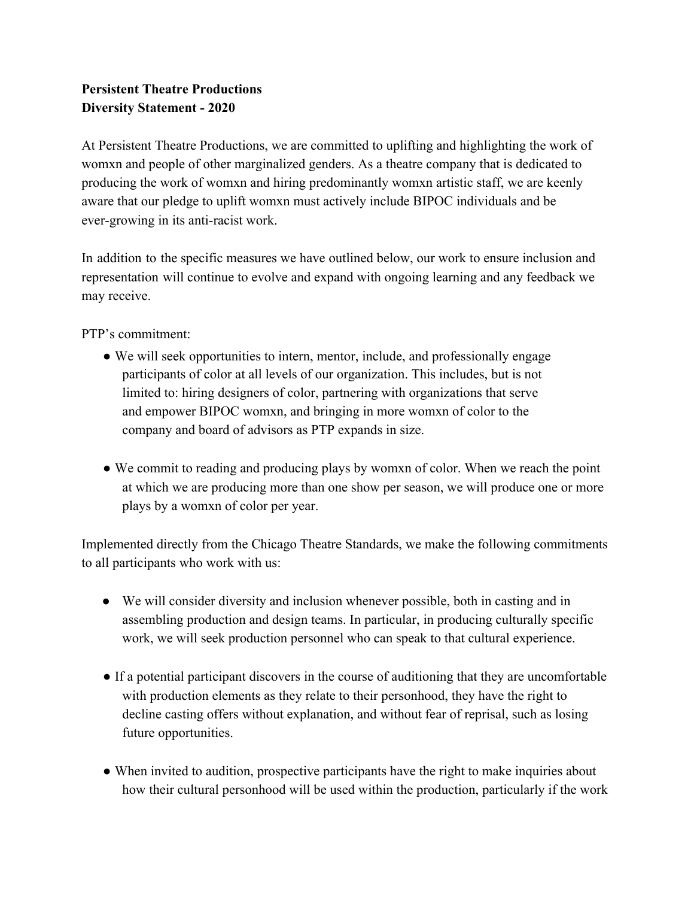**Persistent Theatre Productions**
**Diversity Statement - 2020**

At Persistent Theatre Productions, we are committed to uplifting and highlighting the work of womxn and people of other marginalized genders. As a theatre company that is dedicated to producing the work of womxn and hiring predominantly womxn artistic staff, we are keenly aware that our pledge to uplift womxn must actively include BIPOC individuals and be ever-growing in its anti-racist work.

In addition to the specific measures we have outlined below, our work to ensure inclusion and representation will continue to evolve and expand with ongoing learning and any feedback we may receive.

PTP's commitment:

- We will seek opportunities to intern, mentor, include, and professionally engage participants of color at all levels of our organization. This includes, but is not limited to: hiring designers of color, partnering with organizations that serve and empower BIPOC womxn, and bringing in more womxn of color to the company and board of advisors as PTP expands in size.

- We commit to reading and producing plays by womxn of color. When we reach the point at which we are producing more than one show per season, we will produce one or more plays by a womxn of color per year.

Implemented directly from the Chicago Theatre Standards, we make the following commitments to all participants who work with us:

- We will consider diversity and inclusion whenever possible, both in casting and in assembling production and design teams. In particular, in producing culturally specific work, we will seek production personnel who can speak to that cultural experience.

- If a potential participant discovers in the course of auditioning that they are uncomfortable with production elements as they relate to their personhood, they have the right to decline casting offers without explanation, and without fear of reprisal, such as losing future opportunities.

- When invited to audition, prospective participants have the right to make inquiries about how their cultural personhood will be used within the production, particularly if the work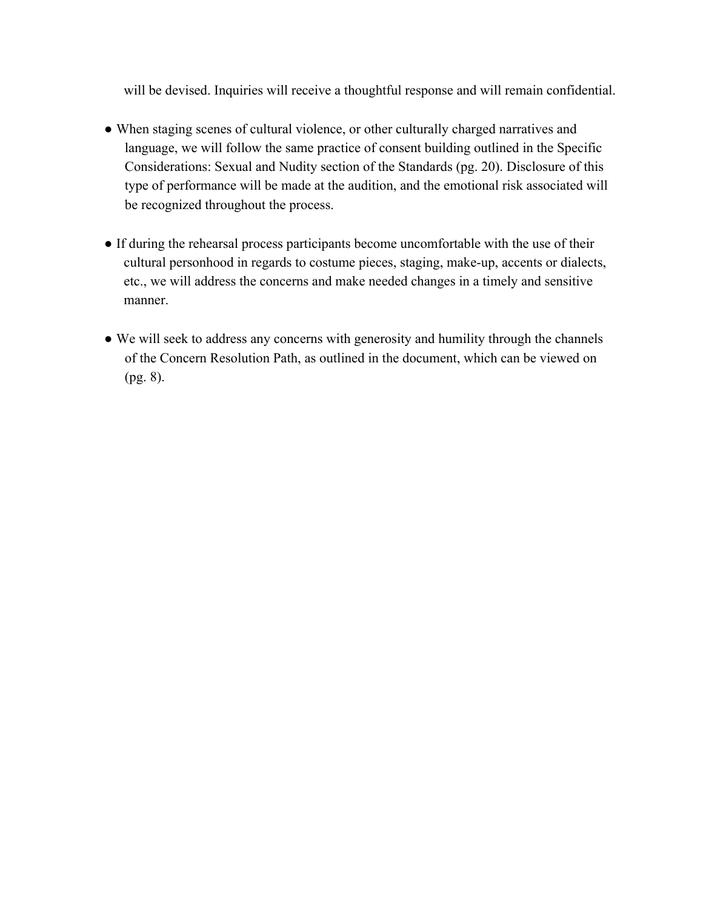will be devised. Inquiries will receive a thoughtful response and will remain confidential.

- When staging scenes of cultural violence, or other culturally charged narratives and language, we will follow the same practice of consent building outlined in the Specific Considerations: Sexual and Nudity section of the Standards (pg. 20). Disclosure of this type of performance will be made at the audition, and the emotional risk associated will be recognized throughout the process.

- If during the rehearsal process participants become uncomfortable with the use of their cultural personhood in regards to costume pieces, staging, make-up, accents or dialects, etc., we will address the concerns and make needed changes in a timely and sensitive manner.

- We will seek to address any concerns with generosity and humility through the channels of the Concern Resolution Path, as outlined in the document, which can be viewed on (pg. 8).